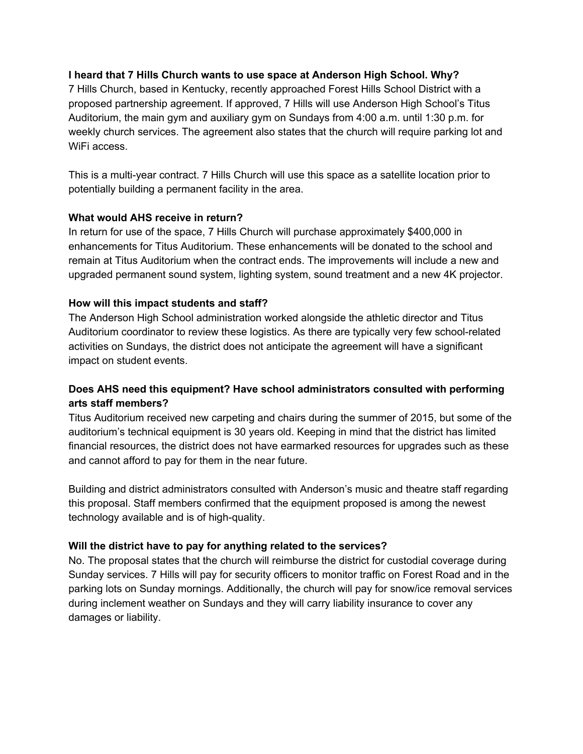**I heard that 7 Hills Church wants to use space at Anderson High School. Why?**

7 Hills Church, based in Kentucky, recently approached Forest Hills School District with a proposed partnership agreement. If approved, 7 Hills will use Anderson High School's Titus Auditorium, the main gym and auxiliary gym on Sundays from 4:00 a.m. until 1:30 p.m. for weekly church services. The agreement also states that the church will require parking lot and WiFi access.

This is a multi-year contract. 7 Hills Church will use this space as a satellite location prior to potentially building a permanent facility in the area.

**What would AHS receive in return?**

In return for use of the space, 7 Hills Church will purchase approximately $400,000 in enhancements for Titus Auditorium. These enhancements will be donated to the school and remain at Titus Auditorium when the contract ends. The improvements will include a new and upgraded permanent sound system, lighting system, sound treatment and a new 4K projector.

**How will this impact students and staff?**

The Anderson High School administration worked alongside the athletic director and Titus Auditorium coordinator to review these logistics. As there are typically very few school-related activities on Sundays, the district does not anticipate the agreement will have a significant impact on student events.

**Does AHS need this equipment? Have school administrators consulted with performing arts staff members?**

Titus Auditorium received new carpeting and chairs during the summer of 2015, but some of the auditorium's technical equipment is 30 years old. Keeping in mind that the district has limited financial resources, the district does not have earmarked resources for upgrades such as these and cannot afford to pay for them in the near future.

Building and district administrators consulted with Anderson's music and theatre staff regarding this proposal. Staff members confirmed that the equipment proposed is among the newest technology available and is of high-quality.

**Will the district have to pay for anything related to the services?**

No. The proposal states that the church will reimburse the district for custodial coverage during Sunday services. 7 Hills will pay for security officers to monitor traffic on Forest Road and in the parking lots on Sunday mornings. Additionally, the church will pay for snow/ice removal services during inclement weather on Sundays and they will carry liability insurance to cover any damages or liability.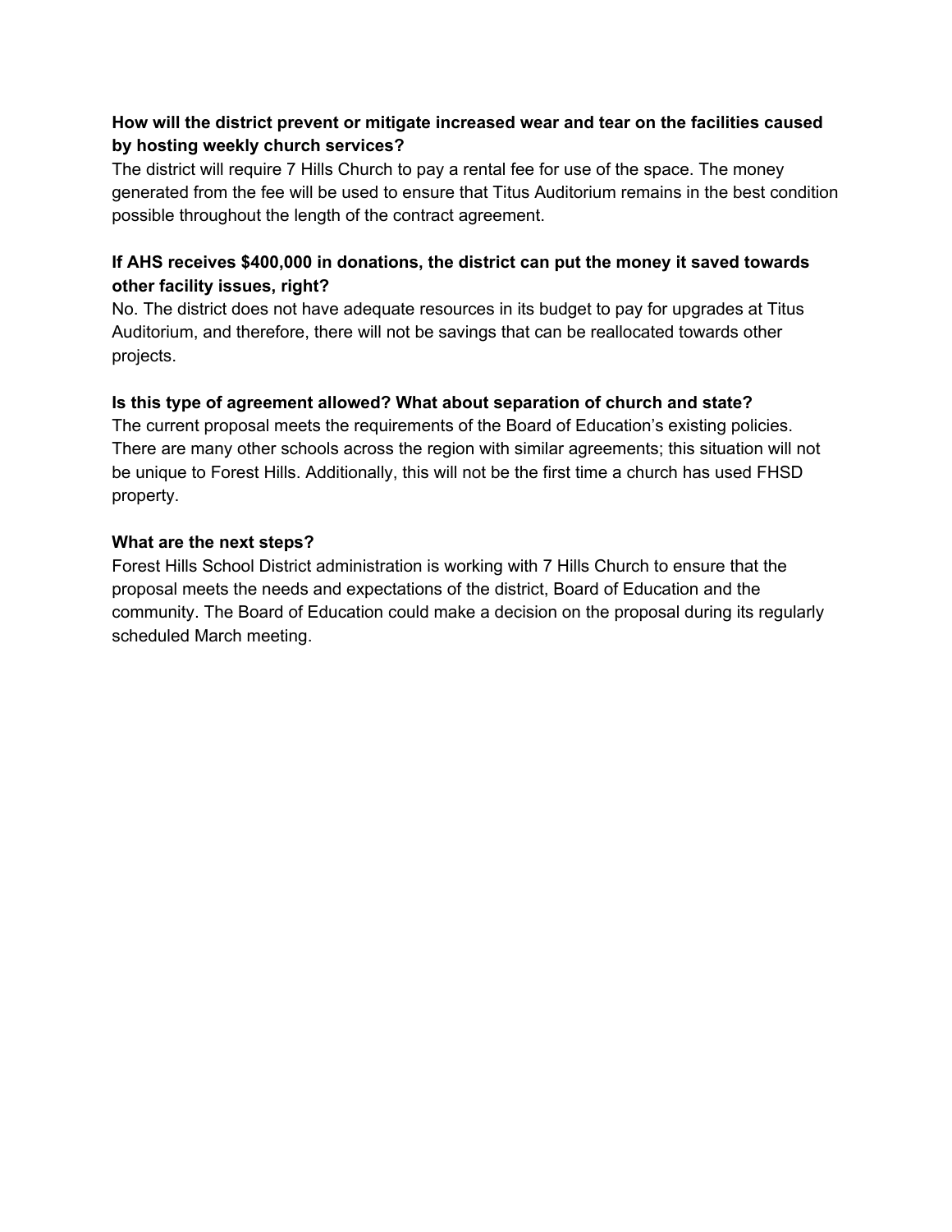**How will the district prevent or mitigate increased wear and tear on the facilities caused by hosting weekly church services?**

The district will require 7 Hills Church to pay a rental fee for use of the space. The money generated from the fee will be used to ensure that Titus Auditorium remains in the best condition possible throughout the length of the contract agreement.

**If AHS receives $400,000 in donations, the district can put the money it saved towards other facility issues, right?**

No. The district does not have adequate resources in its budget to pay for upgrades at Titus Auditorium, and therefore, there will not be savings that can be reallocated towards other projects.

**Is this type of agreement allowed? What about separation of church and state?**

The current proposal meets the requirements of the Board of Education's existing policies. There are many other schools across the region with similar agreements; this situation will not be unique to Forest Hills. Additionally, this will not be the first time a church has used FHSD property.

**What are the next steps?**

Forest Hills School District administration is working with 7 Hills Church to ensure that the proposal meets the needs and expectations of the district, Board of Education and the community. The Board of Education could make a decision on the proposal during its regularly scheduled March meeting.